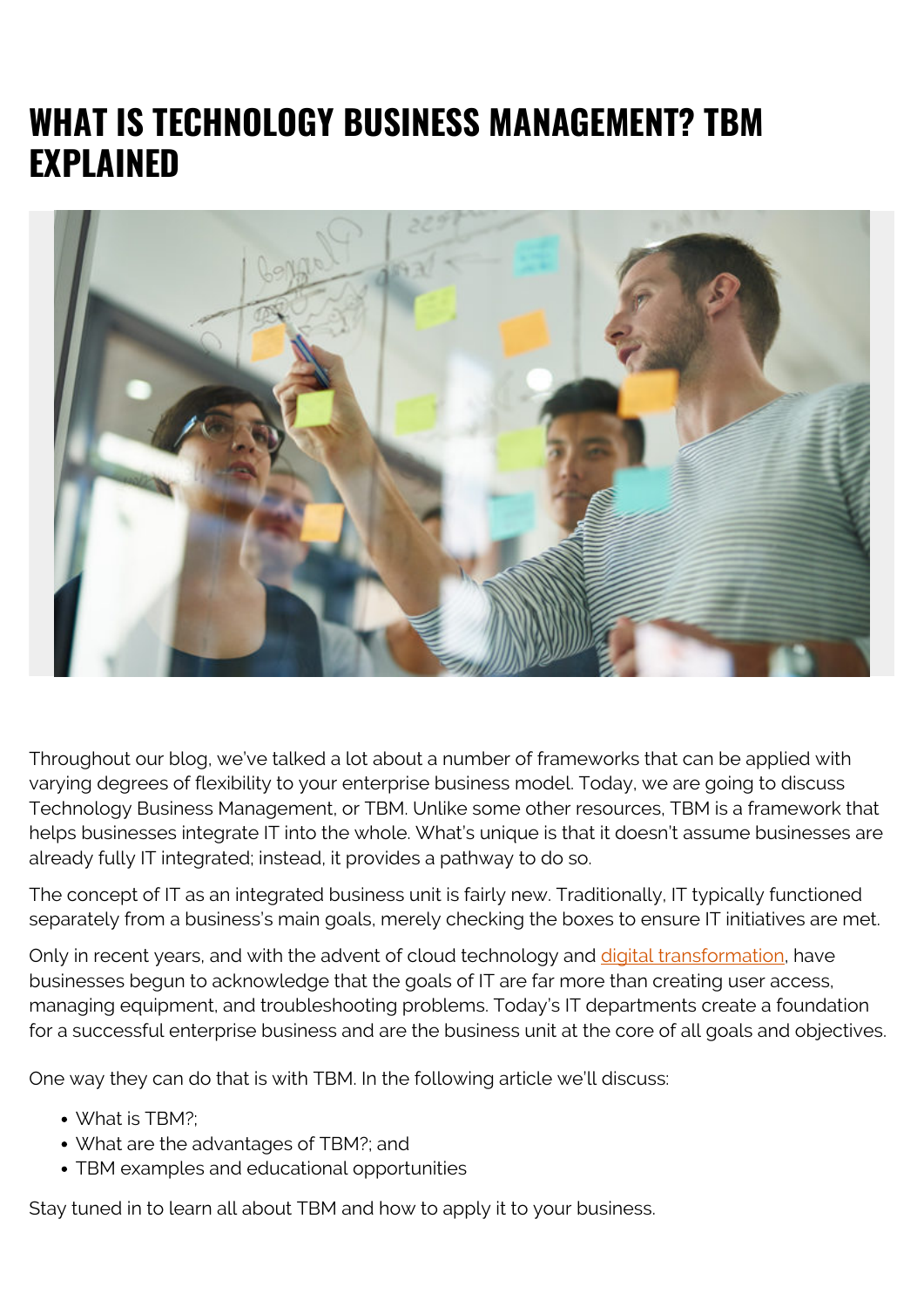# WHAT IS TECHNOLOGY BUSINESS MANAGEMENT? TBM EXPLAINED

Throughout our blog, we've talked a lot about a number of frameworks that can be applied with varying degrees of flexibility to your enterprise business model. Today, we are going to discuss Technology Business Management, or TBM. Unlike some other resources, TBM is a framework that helps businesses integrate IT into the whole. What's unique is that it doesn't assume businesses are already fully IT integrated; instead, it provides a pathway to do so.

The concept of IT as an integrated business unit is fairly new. Traditionally, IT typically functioned separately from a business's main goals, merely checking the boxes to ensure IT initiatives are met.

Only in recent years, and with the advent of cloud technology and digital transformation, have businesses begun to acknowledge that the goals of IT are far more than creating user access, managing equipment, and troubleshooting problems. Today's IT departments create a foundation for a successful enterprise business and are the business unit at the core of all goals and objectives.

One way they can do that is with TBM. In the following article we'll discuss:

- What is TBM?;
- What are the advantages of TBM?; and
- TBM examples and educational opportunities

Stay tuned in to learn all about TBM and how to apply it to your business.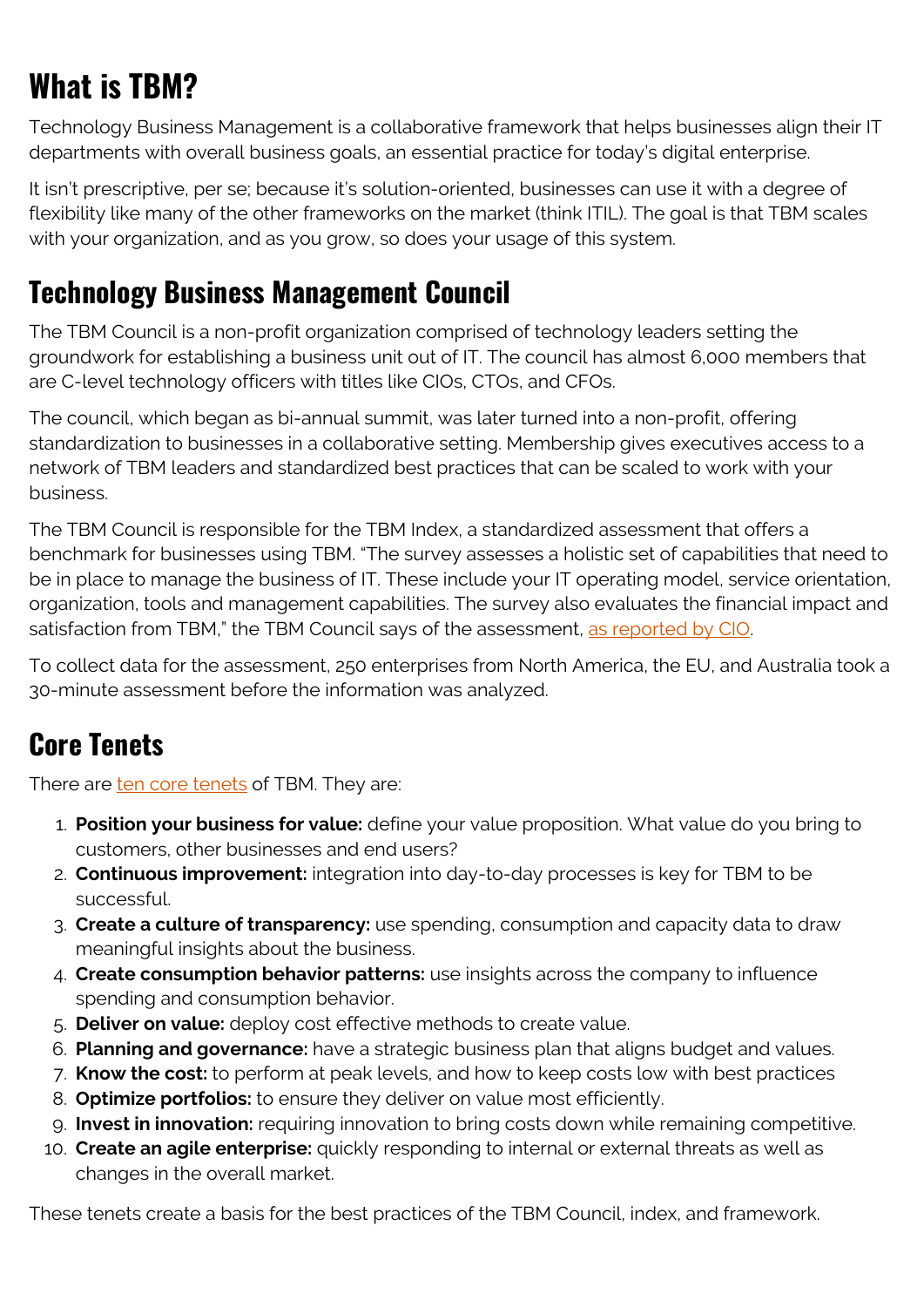## What is TBM?

Technology Business Management is a collaborative framework that helps businesses align their IT departments with overall business goals, an essential practice for today's digital enterprise.

It isn't prescriptive, per se; because it's solution-oriented, businesses can use it with a degree of flexibility like many of the other frameworks on the market (think ITIL). The goal is that TBM scales with your organization, and as you grow, so does your usage of this system.

## Technology Business Management Council

The TBM Council is a non-profit organization comprised of technology leaders setting the groundwork for establishing a business unit out of IT. The council has almost 6,000 members that are C-level technology officers with titles like CIOs, CTOs, and CFOs.

The council, which began as bi-annual summit, was later turned into a non-profit, offering standardization to businesses in a collaborative setting. Membership gives executives access to a network of TBM leaders and standardized best practices that can be scaled to work with your business.

The TBM Council is responsible for the TBM Index, a standardized assessment that offers a benchmark for businesses using TBM. "The survey assesses a holistic set of capabilities that need to be in place to manage the business of IT. These include your IT operating model, service orientation, organization, tools and management capabilities. The survey also evaluates the financial impact and satisfaction from TBM," the TBM Council says of the assessment, as reported by CIO.

To collect data for the assessment, 250 enterprises from North America, the EU, and Australia took a 30-minute assessment before the information was analyzed.

## Core Tenets

There are ten core tenets of TBM. They are:

1. **Position your business for value:** define your value proposition. What value do you bring to customers, other businesses and end users?
2. **Continuous improvement:** integration into day-to-day processes is key for TBM to be successful.
3. **Create a culture of transparency:** use spending, consumption and capacity data to draw meaningful insights about the business.
4. **Create consumption behavior patterns:** use insights across the company to influence spending and consumption behavior.
5. **Deliver on value:** deploy cost effective methods to create value.
6. **Planning and governance:** have a strategic business plan that aligns budget and values.
7. **Know the cost:** to perform at peak levels, and how to keep costs low with best practices
8. **Optimize portfolios:** to ensure they deliver on value most efficiently.
9. **Invest in innovation:** requiring innovation to bring costs down while remaining competitive.
10. **Create an agile enterprise:** quickly responding to internal or external threats as well as changes in the overall market.

These tenets create a basis for the best practices of the TBM Council, index, and framework.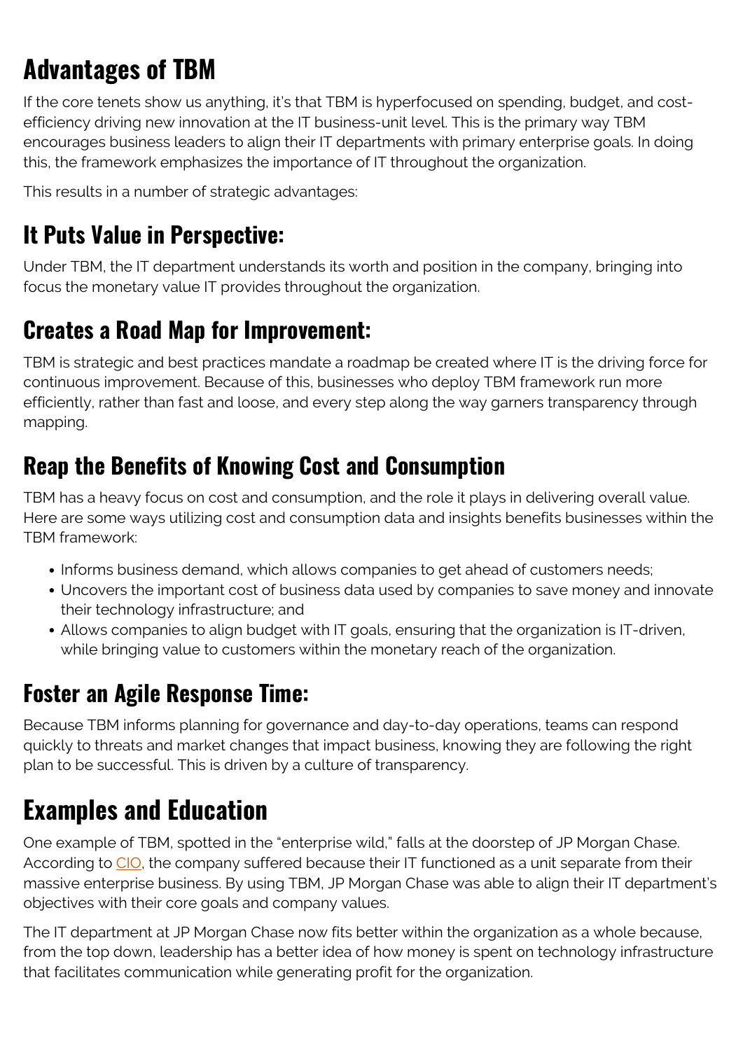## Advantages of TBM

If the core tenets show us anything, it's that TBM is hyperfocused on spending, budget, and cost-efficiency driving new innovation at the IT business-unit level. This is the primary way TBM encourages business leaders to align their IT departments with primary enterprise goals. In doing this, the framework emphasizes the importance of IT throughout the organization.

This results in a number of strategic advantages:

### It Puts Value in Perspective:

Under TBM, the IT department understands its worth and position in the company, bringing into focus the monetary value IT provides throughout the organization.

### Creates a Road Map for Improvement:

TBM is strategic and best practices mandate a roadmap be created where IT is the driving force for continuous improvement. Because of this, businesses who deploy TBM framework run more efficiently, rather than fast and loose, and every step along the way garners transparency through mapping.

### Reap the Benefits of Knowing Cost and Consumption

TBM has a heavy focus on cost and consumption, and the role it plays in delivering overall value. Here are some ways utilizing cost and consumption data and insights benefits businesses within the TBM framework:

- Informs business demand, which allows companies to get ahead of customers needs;
- Uncovers the important cost of business data used by companies to save money and innovate their technology infrastructure; and
- Allows companies to align budget with IT goals, ensuring that the organization is IT-driven, while bringing value to customers within the monetary reach of the organization.

### Foster an Agile Response Time:

Because TBM informs planning for governance and day-to-day operations, teams can respond quickly to threats and market changes that impact business, knowing they are following the right plan to be successful. This is driven by a culture of transparency.

## Examples and Education

One example of TBM, spotted in the "enterprise wild," falls at the doorstep of JP Morgan Chase. According to CIO, the company suffered because their IT functioned as a unit separate from their massive enterprise business. By using TBM, JP Morgan Chase was able to align their IT department's objectives with their core goals and company values.

The IT department at JP Morgan Chase now fits better within the organization as a whole because, from the top down, leadership has a better idea of how money is spent on technology infrastructure that facilitates communication while generating profit for the organization.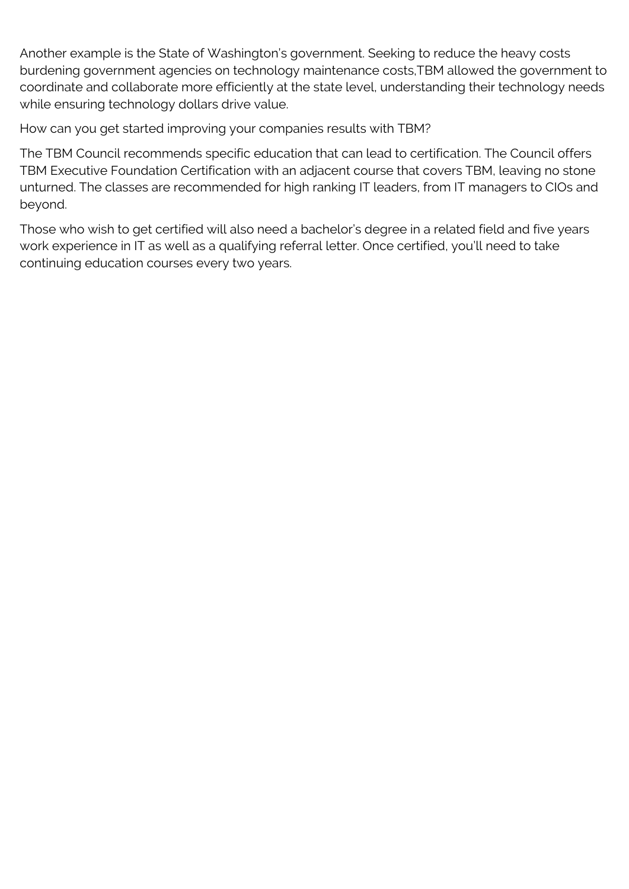Another example is the State of Washington's government. Seeking to reduce the heavy costs burdening government agencies on technology maintenance costs,TBM allowed the government to coordinate and collaborate more efficiently at the state level, understanding their technology needs while ensuring technology dollars drive value.

How can you get started improving your companies results with TBM?

The TBM Council recommends specific education that can lead to certification. The Council offers TBM Executive Foundation Certification with an adjacent course that covers TBM, leaving no stone unturned. The classes are recommended for high ranking IT leaders, from IT managers to CIOs and beyond.

Those who wish to get certified will also need a bachelor's degree in a related field and five years work experience in IT as well as a qualifying referral letter. Once certified, you'll need to take continuing education courses every two years.